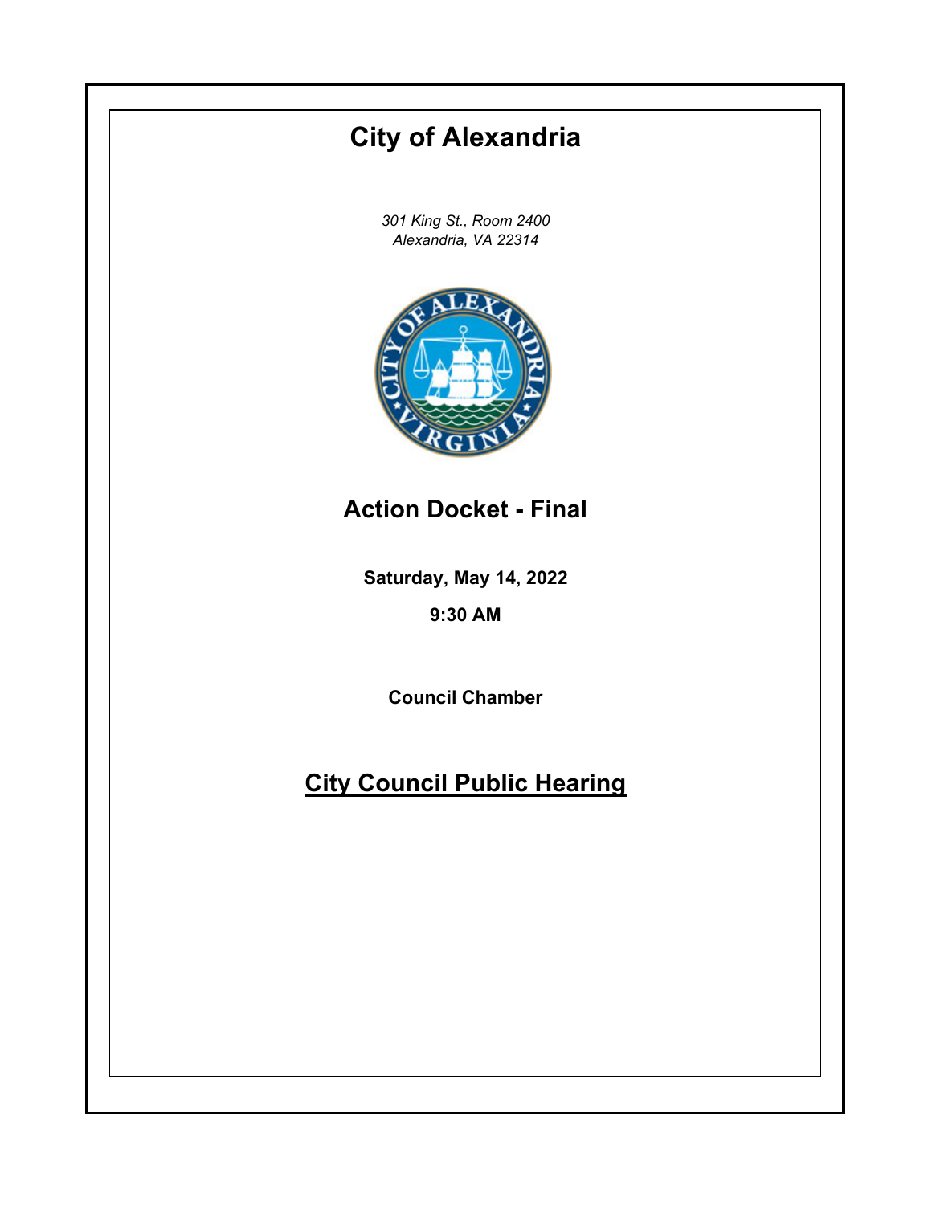# City of Alexandria

*301 King St., Room 2400*
*Alexandria, VA 22314*

## Action Docket - Final

**Saturday, May 14, 2022**

**9:30 AM**

**Council Chamber**

## City Council Public Hearing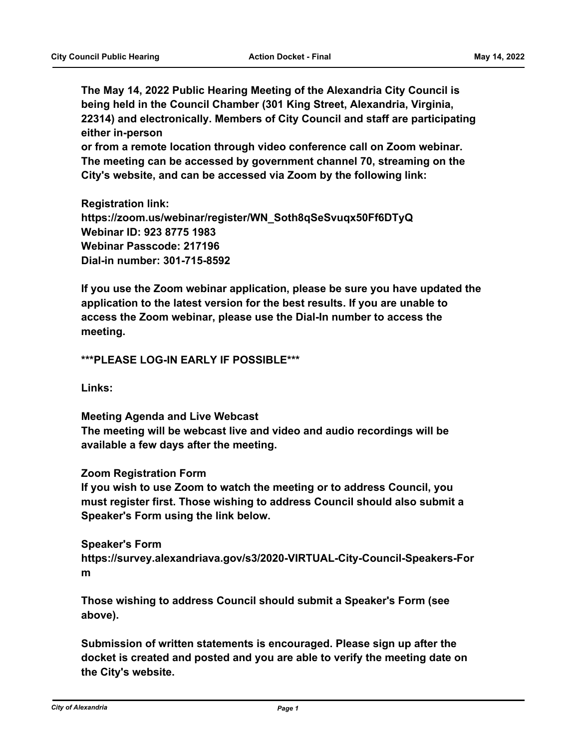**The May 14, 2022 Public Hearing Meeting of the Alexandria City Council is being held in the Council Chamber (301 King Street, Alexandria, Virginia, 22314) and electronically. Members of City Council and staff are participating either in-person or from a remote location through video conference call on Zoom webinar. The meeting can be accessed by government channel 70, streaming on the City's website, and can be accessed via Zoom by the following link:**

**Registration link:**
**https://zoom.us/webinar/register/WN_Soth8qSeSvuqx50Ff6DTyQ**
**Webinar ID: 923 8775 1983**
**Webinar Passcode: 217196**
**Dial-in number: 301-715-8592**

**If you use the Zoom webinar application, please be sure you have updated the application to the latest version for the best results. If you are unable to access the Zoom webinar, please use the Dial-In number to access the meeting.**

**\*\*\*PLEASE LOG-IN EARLY IF POSSIBLE\*\*\***

**Links:**

**Meeting Agenda and Live Webcast**
**The meeting will be webcast live and video and audio recordings will be available a few days after the meeting.**

**Zoom Registration Form**
**If you wish to use Zoom to watch the meeting or to address Council, you must register first. Those wishing to address Council should also submit a Speaker's Form using the link below.**

**Speaker's Form**
**https://survey.alexandriava.gov/s3/2020-VIRTUAL-City-Council-Speakers-Form**

**Those wishing to address Council should submit a Speaker's Form (see above).**

**Submission of written statements is encouraged. Please sign up after the docket is created and posted and you are able to verify the meeting date on the City's website.**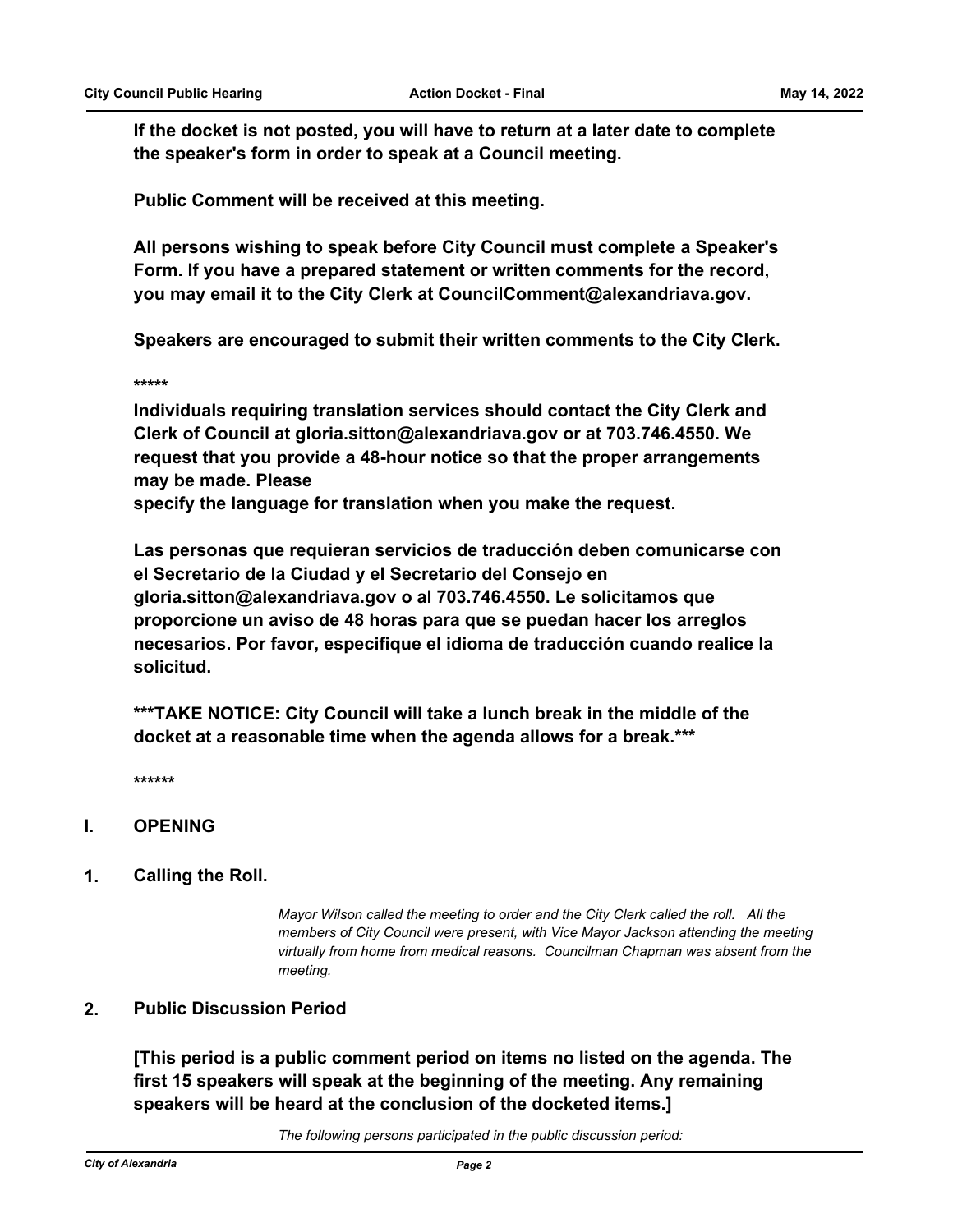**If the docket is not posted, you will have to return at a later date to complete the speaker's form in order to speak at a Council meeting.**

**Public Comment will be received at this meeting.**

**All persons wishing to speak before City Council must complete a Speaker's Form. If you have a prepared statement or written comments for the record, you may email it to the City Clerk at CouncilComment@alexandriava.gov.**

**Speakers are encouraged to submit their written comments to the City Clerk.**

*****

**Individuals requiring translation services should contact the City Clerk and Clerk of Council at gloria.sitton@alexandriava.gov or at 703.746.4550. We request that you provide a 48-hour notice so that the proper arrangements may be made. Please specify the language for translation when you make the request.**

**Las personas que requieran servicios de traducción deben comunicarse con el Secretario de la Ciudad y el Secretario del Consejo en gloria.sitton@alexandriava.gov o al 703.746.4550. Le solicitamos que proporcione un aviso de 48 horas para que se puedan hacer los arreglos necesarios. Por favor, especifique el idioma de traducción cuando realice la solicitud.**

**\*\*\*TAKE NOTICE: City Council will take a lunch break in the middle of the docket at a reasonable time when the agenda allows for a break.\*\*\***

******

## I. OPENING

### 1. Calling the Roll.

*Mayor Wilson called the meeting to order and the City Clerk called the roll. All the members of City Council were present, with Vice Mayor Jackson attending the meeting virtually from home from medical reasons. Councilman Chapman was absent from the meeting.*

### 2. Public Discussion Period

**[This period is a public comment period on items no listed on the agenda. The first 15 speakers will speak at the beginning of the meeting. Any remaining speakers will be heard at the conclusion of the docketed items.]**

*The following persons participated in the public discussion period:*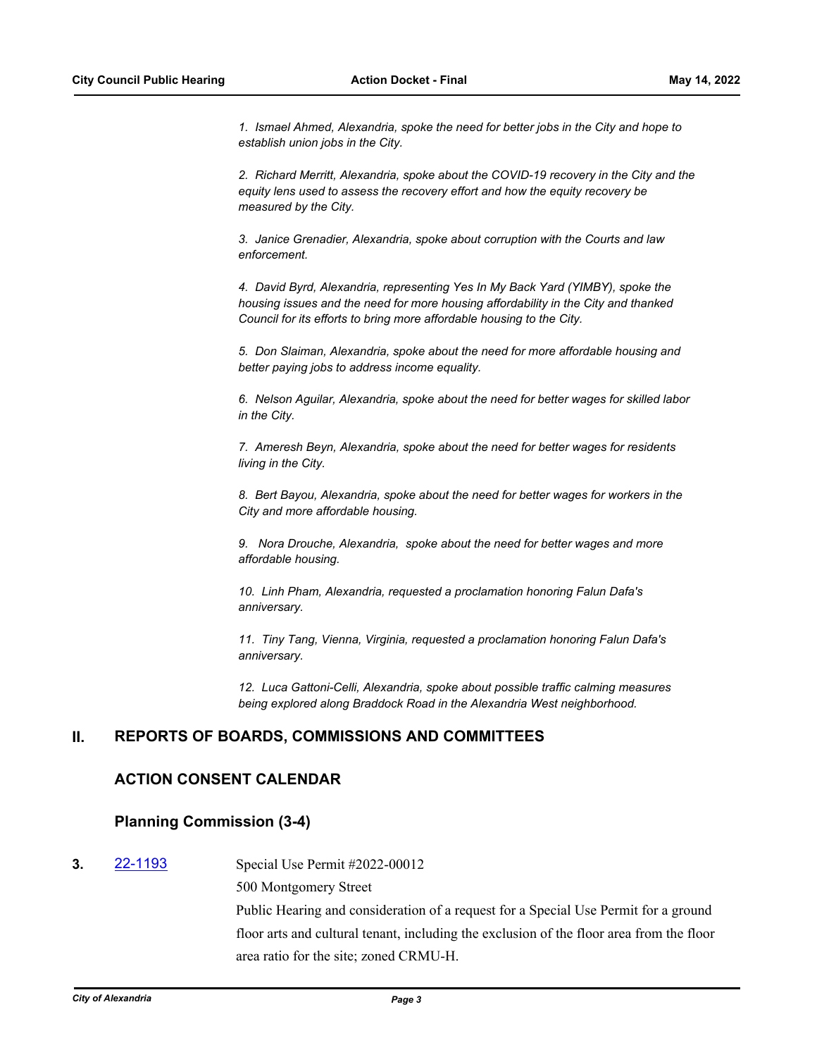*1. Ismael Ahmed, Alexandria, spoke the need for better jobs in the City and hope to establish union jobs in the City.*

*2. Richard Merritt, Alexandria, spoke about the COVID-19 recovery in the City and the equity lens used to assess the recovery effort and how the equity recovery be measured by the City.*

*3. Janice Grenadier, Alexandria, spoke about corruption with the Courts and law enforcement.*

*4. David Byrd, Alexandria, representing Yes In My Back Yard (YIMBY), spoke the housing issues and the need for more housing affordability in the City and thanked Council for its efforts to bring more affordable housing to the City.*

*5. Don Slaiman, Alexandria, spoke about the need for more affordable housing and better paying jobs to address income equality.*

*6. Nelson Aguilar, Alexandria, spoke about the need for better wages for skilled labor in the City.*

*7. Ameresh Beyn, Alexandria, spoke about the need for better wages for residents living in the City.*

*8. Bert Bayou, Alexandria, spoke about the need for better wages for workers in the City and more affordable housing.*

*9. Nora Drouche, Alexandria, spoke about the need for better wages and more affordable housing.*

*10. Linh Pham, Alexandria, requested a proclamation honoring Falun Dafa's anniversary.*

*11. Tiny Tang, Vienna, Virginia, requested a proclamation honoring Falun Dafa's anniversary.*

*12. Luca Gattoni-Celli, Alexandria, spoke about possible traffic calming measures being explored along Braddock Road in the Alexandria West neighborhood.*

## II. REPORTS OF BOARDS, COMMISSIONS AND COMMITTEES

### ACTION CONSENT CALENDAR

### Planning Commission (3-4)

**3.** 22-1193

Special Use Permit #2022-00012

500 Montgomery Street

Public Hearing and consideration of a request for a Special Use Permit for a ground floor arts and cultural tenant, including the exclusion of the floor area from the floor area ratio for the site; zoned CRMU-H.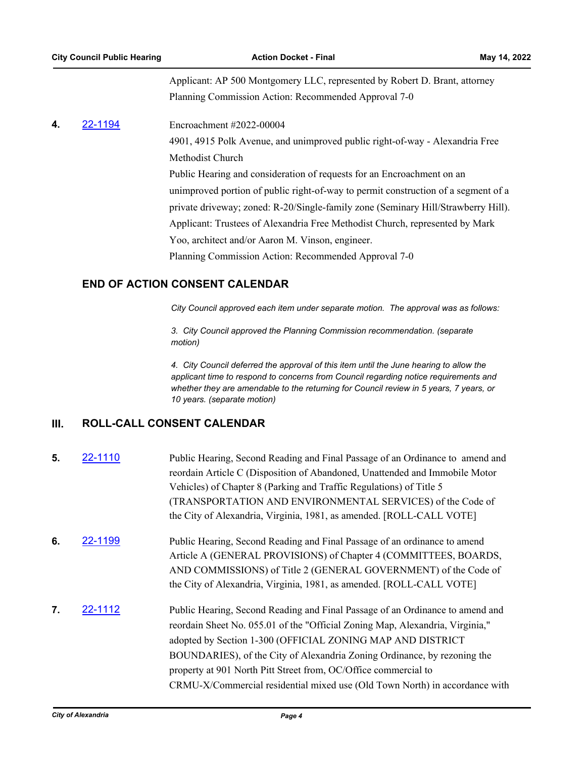Applicant: AP 500 Montgomery LLC, represented by Robert D. Brant, attorney
Planning Commission Action: Recommended Approval 7-0

**4.** [22-1194]

Encroachment #2022-00004
4901, 4915 Polk Avenue, and unimproved public right-of-way - Alexandria Free Methodist Church
Public Hearing and consideration of requests for an Encroachment on an unimproved portion of public right-of-way to permit construction of a segment of a private driveway; zoned: R-20/Single-family zone (Seminary Hill/Strawberry Hill).
Applicant: Trustees of Alexandria Free Methodist Church, represented by Mark Yoo, architect and/or Aaron M. Vinson, engineer.
Planning Commission Action: Recommended Approval 7-0

## END OF ACTION CONSENT CALENDAR

*City Council approved each item under separate motion. The approval was as follows:*

*3. City Council approved the Planning Commission recommendation. (separate motion)*

*4. City Council deferred the approval of this item until the June hearing to allow the applicant time to respond to concerns from Council regarding notice requirements and whether they are amendable to the returning for Council review in 5 years, 7 years, or 10 years. (separate motion)*

## III. ROLL-CALL CONSENT CALENDAR

**5.** [22-1110]

Public Hearing, Second Reading and Final Passage of an Ordinance to amend and reordain Article C (Disposition of Abandoned, Unattended and Immobile Motor Vehicles) of Chapter 8 (Parking and Traffic Regulations) of Title 5 (TRANSPORTATION AND ENVIRONMENTAL SERVICES) of the Code of the City of Alexandria, Virginia, 1981, as amended. [ROLL-CALL VOTE]

**6.** [22-1199]

Public Hearing, Second Reading and Final Passage of an ordinance to amend Article A (GENERAL PROVISIONS) of Chapter 4 (COMMITTEES, BOARDS, AND COMMISSIONS) of Title 2 (GENERAL GOVERNMENT) of the Code of the City of Alexandria, Virginia, 1981, as amended. [ROLL-CALL VOTE]

**7.** [22-1112]

Public Hearing, Second Reading and Final Passage of an Ordinance to amend and reordain Sheet No. 055.01 of the "Official Zoning Map, Alexandria, Virginia," adopted by Section 1-300 (OFFICIAL ZONING MAP AND DISTRICT BOUNDARIES), of the City of Alexandria Zoning Ordinance, by rezoning the property at 901 North Pitt Street from, OC/Office commercial to CRMU-X/Commercial residential mixed use (Old Town North) in accordance with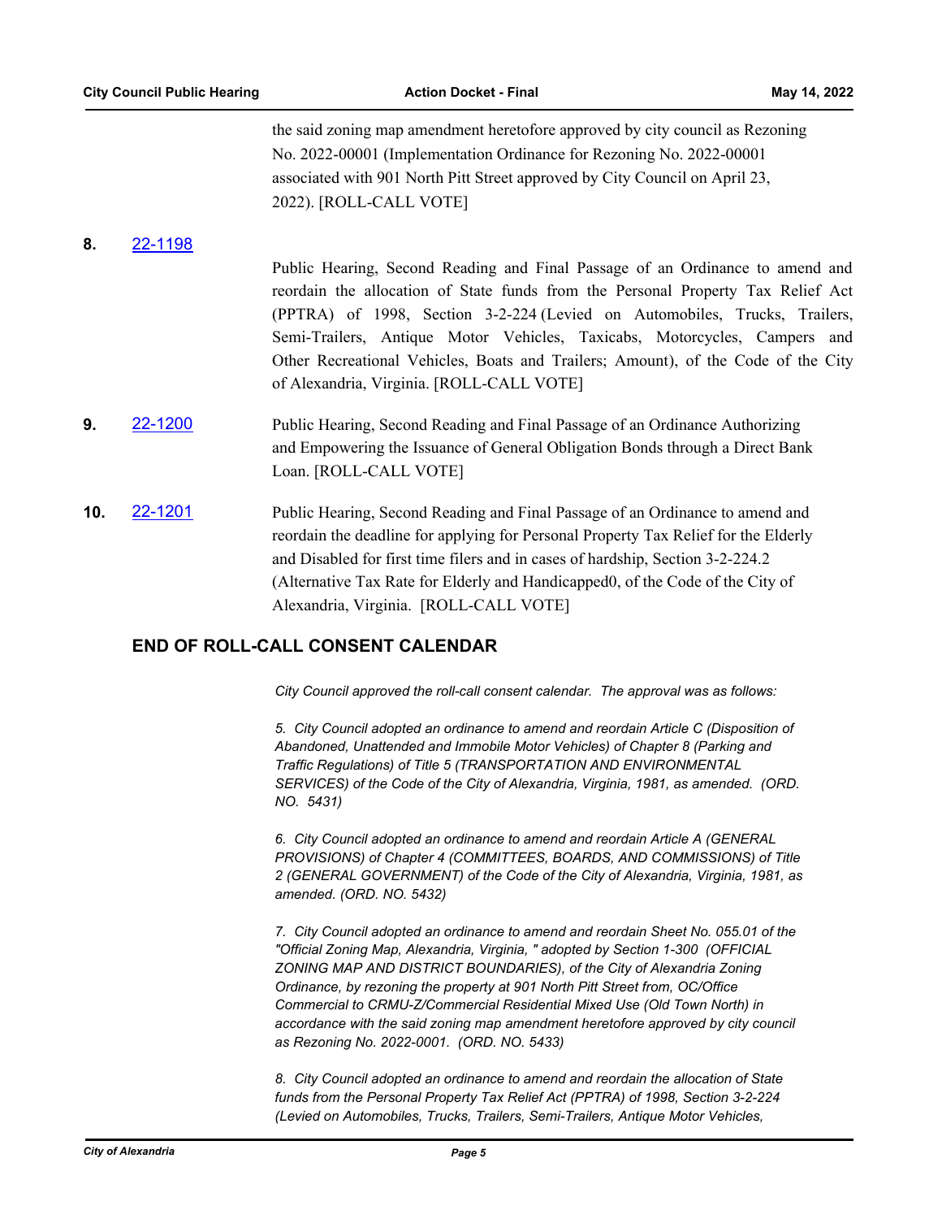the said zoning map amendment heretofore approved by city council as Rezoning No. 2022-00001 (Implementation Ordinance for Rezoning No. 2022-00001 associated with 901 North Pitt Street approved by City Council on April 23, 2022). [ROLL-CALL VOTE]

**8.** 22-1198

Public Hearing, Second Reading and Final Passage of an Ordinance to amend and reordain the allocation of State funds from the Personal Property Tax Relief Act (PPTRA) of 1998, Section 3-2-224 (Levied on Automobiles, Trucks, Trailers, Semi-Trailers, Antique Motor Vehicles, Taxicabs, Motorcycles, Campers and Other Recreational Vehicles, Boats and Trailers; Amount), of the Code of the City of Alexandria, Virginia. [ROLL-CALL VOTE]

**9.** 22-1200

Public Hearing, Second Reading and Final Passage of an Ordinance Authorizing and Empowering the Issuance of General Obligation Bonds through a Direct Bank Loan. [ROLL-CALL VOTE]

**10.** 22-1201

Public Hearing, Second Reading and Final Passage of an Ordinance to amend and reordain the deadline for applying for Personal Property Tax Relief for the Elderly and Disabled for first time filers and in cases of hardship, Section 3-2-224.2 (Alternative Tax Rate for Elderly and Handicapped0, of the Code of the City of Alexandria, Virginia. [ROLL-CALL VOTE]

## END OF ROLL-CALL CONSENT CALENDAR

*City Council approved the roll-call consent calendar. The approval was as follows:*

*5. City Council adopted an ordinance to amend and reordain Article C (Disposition of Abandoned, Unattended and Immobile Motor Vehicles) of Chapter 8 (Parking and Traffic Regulations) of Title 5 (TRANSPORTATION AND ENVIRONMENTAL SERVICES) of the Code of the City of Alexandria, Virginia, 1981, as amended. (ORD. NO. 5431)*

*6. City Council adopted an ordinance to amend and reordain Article A (GENERAL PROVISIONS) of Chapter 4 (COMMITTEES, BOARDS, AND COMMISSIONS) of Title 2 (GENERAL GOVERNMENT) of the Code of the City of Alexandria, Virginia, 1981, as amended. (ORD. NO. 5432)*

*7. City Council adopted an ordinance to amend and reordain Sheet No. 055.01 of the "Official Zoning Map, Alexandria, Virginia, " adopted by Section 1-300 (OFFICIAL ZONING MAP AND DISTRICT BOUNDARIES), of the City of Alexandria Zoning Ordinance, by rezoning the property at 901 North Pitt Street from, OC/Office Commercial to CRMU-Z/Commercial Residential Mixed Use (Old Town North) in accordance with the said zoning map amendment heretofore approved by city council as Rezoning No. 2022-0001. (ORD. NO. 5433)*

*8. City Council adopted an ordinance to amend and reordain the allocation of State funds from the Personal Property Tax Relief Act (PPTRA) of 1998, Section 3-2-224 (Levied on Automobiles, Trucks, Trailers, Semi-Trailers, Antique Motor Vehicles,*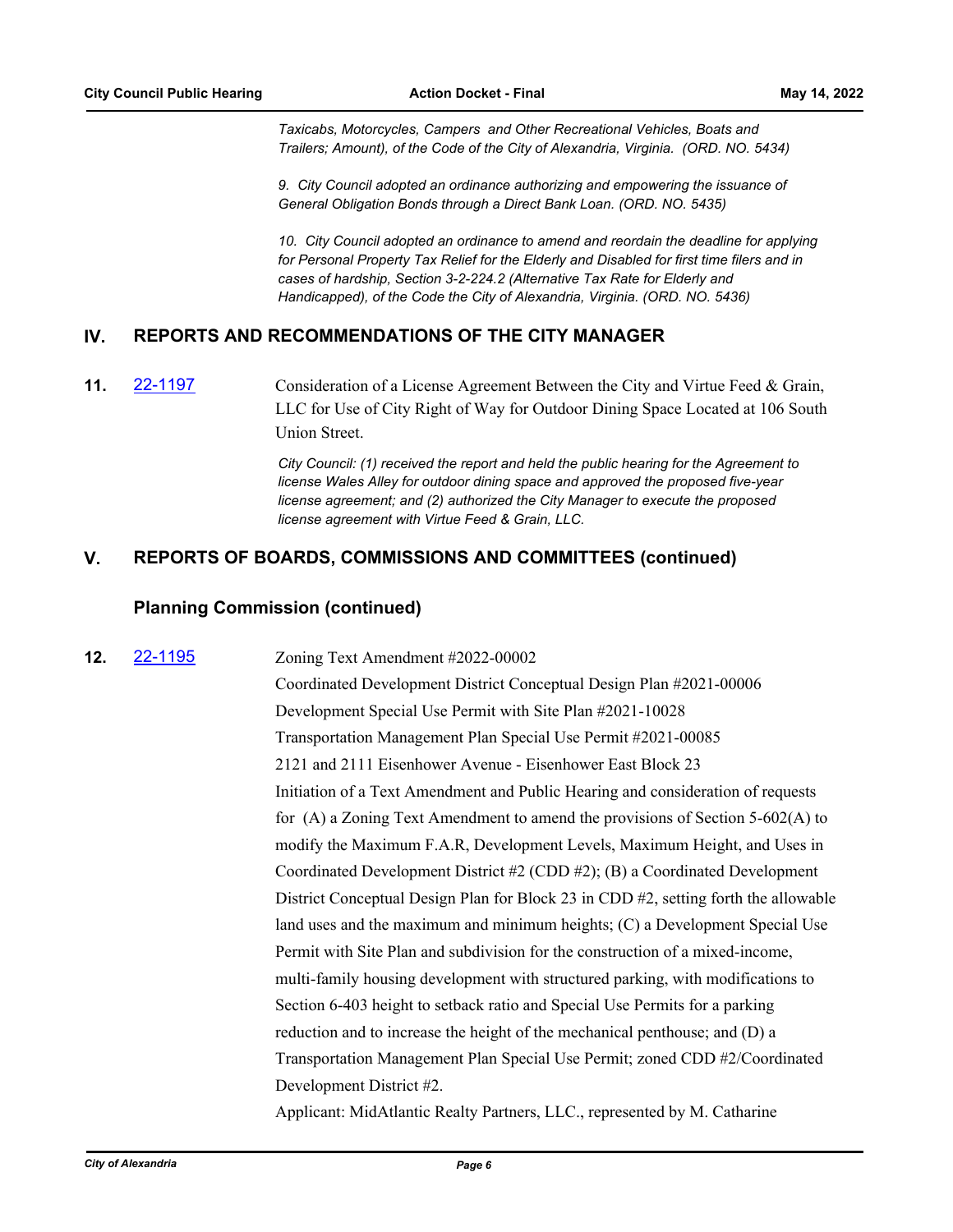*Taxicabs, Motorcycles, Campers and Other Recreational Vehicles, Boats and Trailers; Amount), of the Code of the City of Alexandria, Virginia. (ORD. NO. 5434)*

*9. City Council adopted an ordinance authorizing and empowering the issuance of General Obligation Bonds through a Direct Bank Loan. (ORD. NO. 5435)*

*10. City Council adopted an ordinance to amend and reordain the deadline for applying for Personal Property Tax Relief for the Elderly and Disabled for first time filers and in cases of hardship, Section 3-2-224.2 (Alternative Tax Rate for Elderly and Handicapped), of the Code the City of Alexandria, Virginia. (ORD. NO. 5436)*

## IV. REPORTS AND RECOMMENDATIONS OF THE CITY MANAGER

**11.** 22-1197 Consideration of a License Agreement Between the City and Virtue Feed & Grain, LLC for Use of City Right of Way for Outdoor Dining Space Located at 106 South Union Street.

*City Council: (1) received the report and held the public hearing for the Agreement to license Wales Alley for outdoor dining space and approved the proposed five-year license agreement; and (2) authorized the City Manager to execute the proposed license agreement with Virtue Feed & Grain, LLC.*

## V. REPORTS OF BOARDS, COMMISSIONS AND COMMITTEES (continued)

### Planning Commission (continued)

**12.** 22-1195 Zoning Text Amendment #2022-00002

Coordinated Development District Conceptual Design Plan #2021-00006

Development Special Use Permit with Site Plan #2021-10028

Transportation Management Plan Special Use Permit #2021-00085

2121 and 2111 Eisenhower Avenue - Eisenhower East Block 23

Initiation of a Text Amendment and Public Hearing and consideration of requests for (A) a Zoning Text Amendment to amend the provisions of Section 5-602(A) to modify the Maximum F.A.R, Development Levels, Maximum Height, and Uses in Coordinated Development District #2 (CDD #2); (B) a Coordinated Development District Conceptual Design Plan for Block 23 in CDD #2, setting forth the allowable land uses and the maximum and minimum heights; (C) a Development Special Use Permit with Site Plan and subdivision for the construction of a mixed-income, multi-family housing development with structured parking, with modifications to Section 6-403 height to setback ratio and Special Use Permits for a parking reduction and to increase the height of the mechanical penthouse; and (D) a Transportation Management Plan Special Use Permit; zoned CDD #2/Coordinated Development District #2.

Applicant: MidAtlantic Realty Partners, LLC., represented by M. Catharine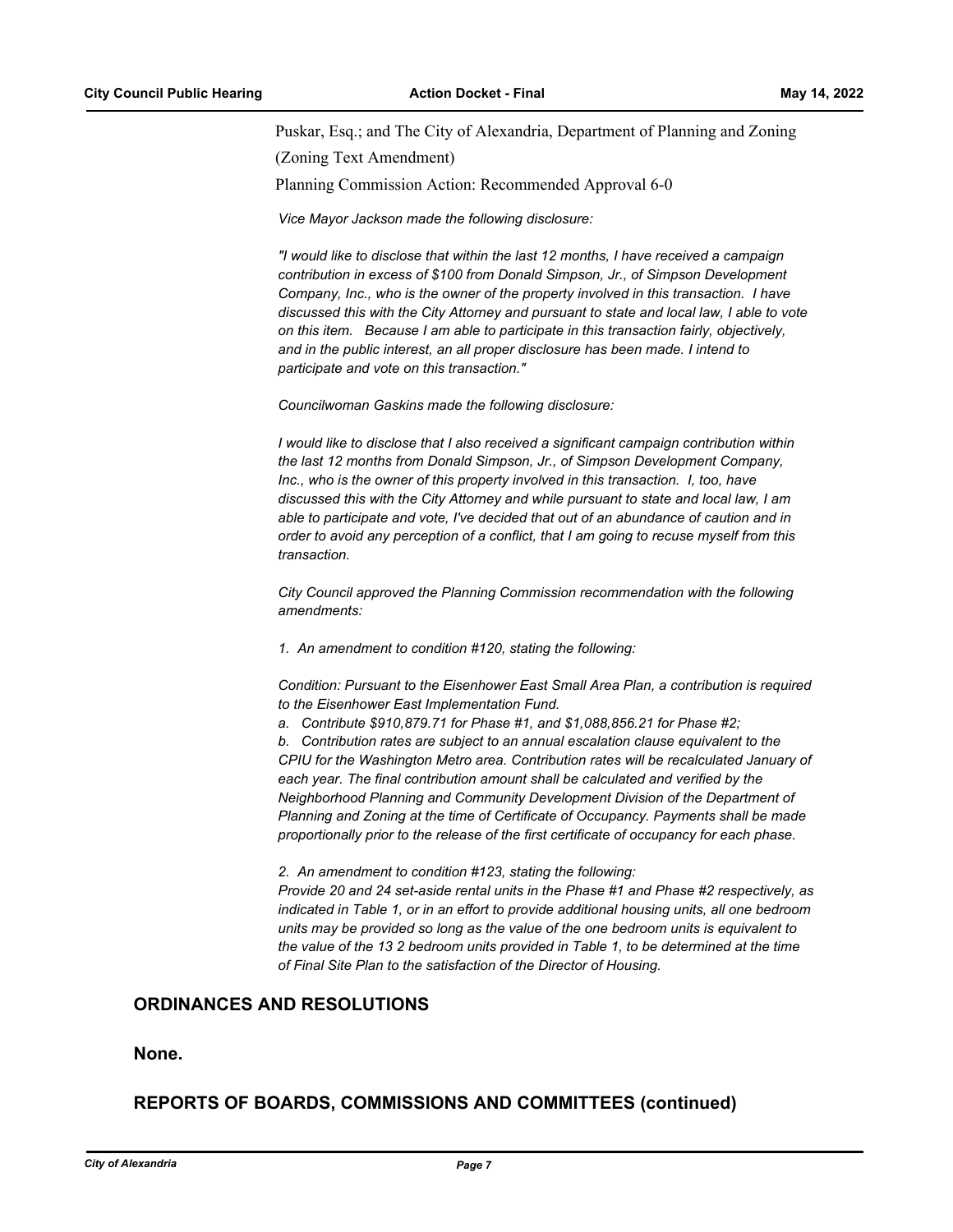Puskar, Esq.; and The City of Alexandria, Department of Planning and Zoning

(Zoning Text Amendment)

Planning Commission Action: Recommended Approval 6-0

*Vice Mayor Jackson made the following disclosure:*

*"I would like to disclose that within the last 12 months, I have received a campaign contribution in excess of $100 from Donald Simpson, Jr., of Simpson Development Company, Inc., who is the owner of the property involved in this transaction. I have discussed this with the City Attorney and pursuant to state and local law, I able to vote on this item. Because I am able to participate in this transaction fairly, objectively, and in the public interest, an all proper disclosure has been made. I intend to participate and vote on this transaction."*

*Councilwoman Gaskins made the following disclosure:*

*I would like to disclose that I also received a significant campaign contribution within the last 12 months from Donald Simpson, Jr., of Simpson Development Company, Inc., who is the owner of this property involved in this transaction. I, too, have discussed this with the City Attorney and while pursuant to state and local law, I am able to participate and vote, I've decided that out of an abundance of caution and in order to avoid any perception of a conflict, that I am going to recuse myself from this transaction.*

*City Council approved the Planning Commission recommendation with the following amendments:*

*1. An amendment to condition #120, stating the following:*

*Condition: Pursuant to the Eisenhower East Small Area Plan, a contribution is required to the Eisenhower East Implementation Fund.*
*a. Contribute $910,879.71 for Phase #1, and $1,088,856.21 for Phase #2;*
*b. Contribution rates are subject to an annual escalation clause equivalent to the CPIU for the Washington Metro area. Contribution rates will be recalculated January of each year. The final contribution amount shall be calculated and verified by the Neighborhood Planning and Community Development Division of the Department of Planning and Zoning at the time of Certificate of Occupancy. Payments shall be made proportionally prior to the release of the first certificate of occupancy for each phase.*

*2. An amendment to condition #123, stating the following:*
*Provide 20 and 24 set-aside rental units in the Phase #1 and Phase #2 respectively, as indicated in Table 1, or in an effort to provide additional housing units, all one bedroom units may be provided so long as the value of the one bedroom units is equivalent to the value of the 13 2 bedroom units provided in Table 1, to be determined at the time of Final Site Plan to the satisfaction of the Director of Housing.*

## ORDINANCES AND RESOLUTIONS

**None.**

## REPORTS OF BOARDS, COMMISSIONS AND COMMITTEES (continued)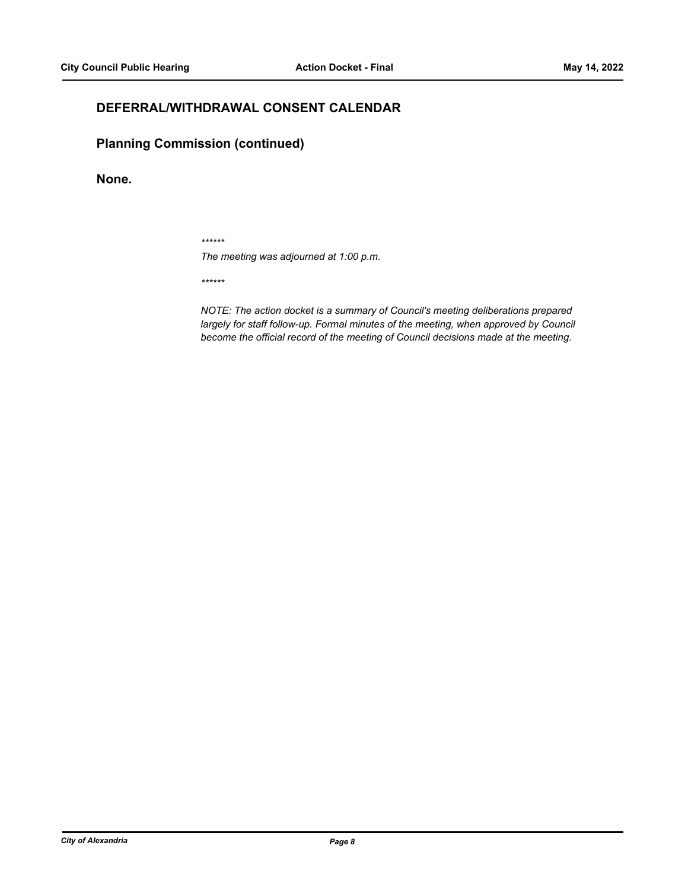## DEFERRAL/WITHDRAWAL CONSENT CALENDAR

### Planning Commission (continued)

**None.**

*******

*The meeting was adjourned at 1:00 p.m.*

*******

*NOTE: The action docket is a summary of Council's meeting deliberations prepared largely for staff follow-up. Formal minutes of the meeting, when approved by Council become the official record of the meeting of Council decisions made at the meeting.*